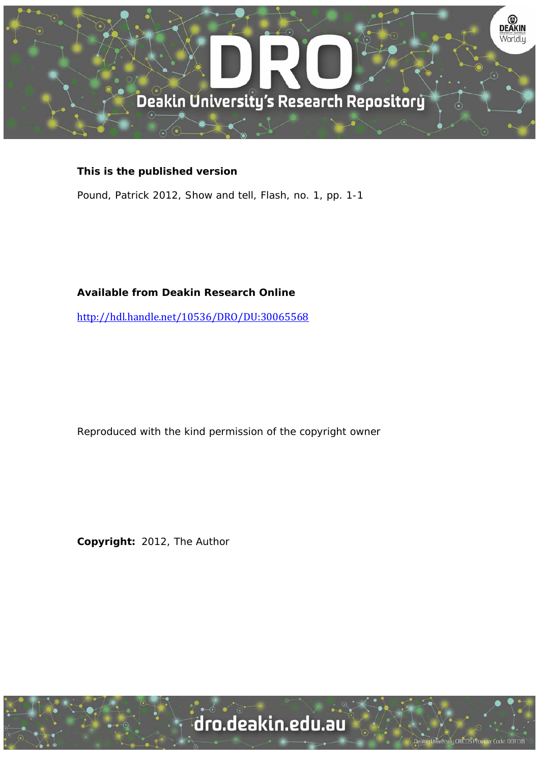**This is the published version**

Pound, Patrick 2012, Show and tell, Flash, no. 1, pp. 1-1

**Available from Deakin Research Online**

http://hdl.handle.net/10536/DRO/DU:30065568

Reproduced with the kind permission of the copyright owner

**Copyright:** 2012, The Author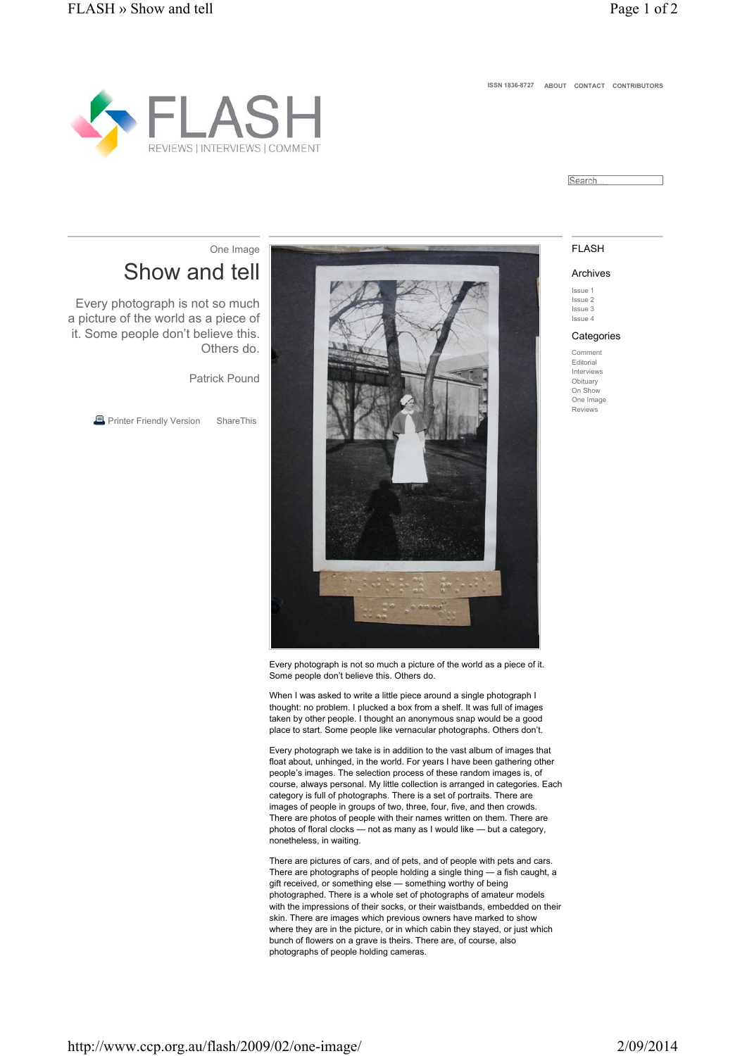# FLASH

REVIEWS | INTERVIEWS | COMMENT

ISSN 1836-8727 ABOUT CONTACT CONTRIBUTORS

Search...

One Image

## Show and tell

Every photograph is not so much a picture of the world as a piece of it. Some people don't believe this. Others do.

Patrick Pound

Printer Friendly Version ShareThis

Every photograph is not so much a picture of the world as a piece of it. Some people don't believe this. Others do.

When I was asked to write a little piece around a single photograph I thought: no problem. I plucked a box from a shelf. It was full of images taken by other people. I thought an anonymous snap would be a good place to start. Some people like vernacular photographs. Others don't.

Every photograph we take is in addition to the vast album of images that float about, unhinged, in the world. For years I have been gathering other people's images. The selection process of these random images is, of course, always personal. My little collection is arranged in categories. Each category is full of photographs. There is a set of portraits. There are images of people in groups of two, three, four, five, and then crowds. There are photos of people with their names written on them. There are photos of floral clocks — not as many as I would like — but a category, nonetheless, in waiting.

There are pictures of cars, and of pets, and of people with pets and cars. There are photographs of people holding a single thing — a fish caught, a gift received, or something else — something worthy of being photographed. There is a whole set of photographs of amateur models with the impressions of their socks, or their waistbands, embedded on their skin. There are images which previous owners have marked to show where they are in the picture, or in which cabin they stayed, or just which bunch of flowers on a grave is theirs. There are, of course, also photographs of people holding cameras.

### FLASH

### Archives

- Issue 1
- Issue 2
- Issue 3
- Issue 4

### Categories

- Comment
- Editorial
- Interviews
- Obituary
- On Show
- One Image
- Reviews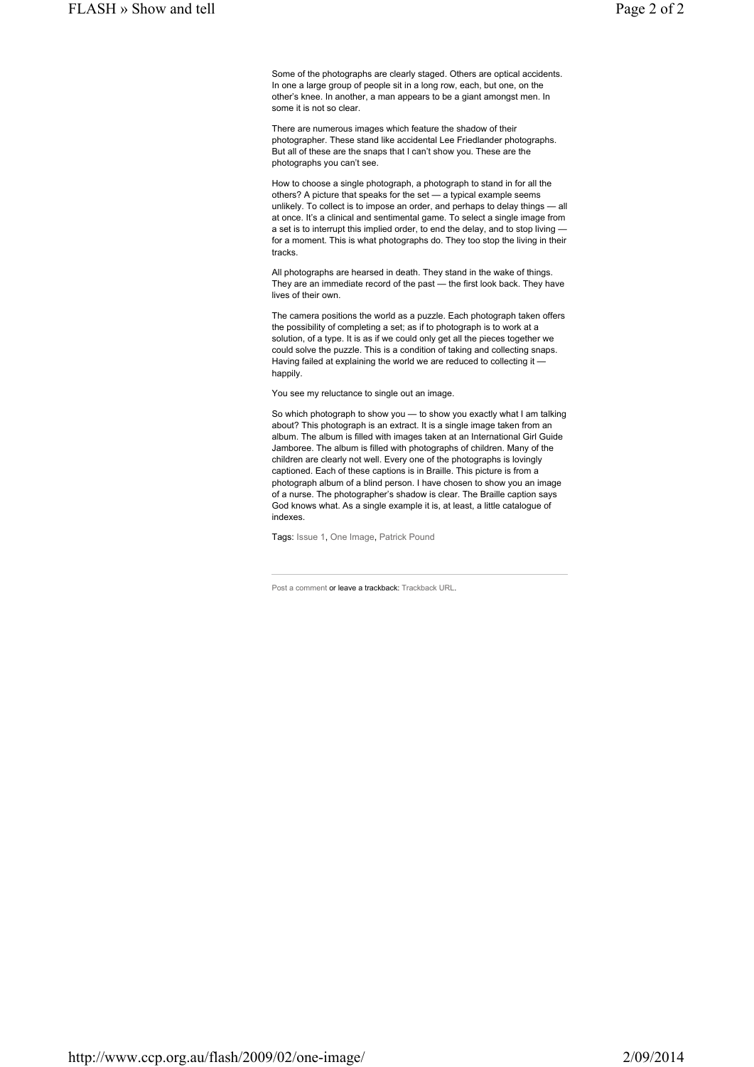Some of the photographs are clearly staged. Others are optical accidents. In one a large group of people sit in a long row, each, but one, on the other's knee. In another, a man appears to be a giant amongst men. In some it is not so clear.

There are numerous images which feature the shadow of their photographer. These stand like accidental Lee Friedlander photographs. But all of these are the snaps that I can't show you. These are the photographs you can't see.

How to choose a single photograph, a photograph to stand in for all the others? A picture that speaks for the set — a typical example seems unlikely. To collect is to impose an order, and perhaps to delay things — all at once. It's a clinical and sentimental game. To select a single image from a set is to interrupt this implied order, to end the delay, and to stop living — for a moment. This is what photographs do. They too stop the living in their tracks.

All photographs are hearsed in death. They stand in the wake of things. They are an immediate record of the past — the first look back. They have lives of their own.

The camera positions the world as a puzzle. Each photograph taken offers the possibility of completing a set; as if to photograph is to work at a solution, of a type. It is as if we could only get all the pieces together we could solve the puzzle. This is a condition of taking and collecting snaps. Having failed at explaining the world we are reduced to collecting it — happily.

You see my reluctance to single out an image.

So which photograph to show you — to show you exactly what I am talking about? This photograph is an extract. It is a single image taken from an album. The album is filled with images taken at an International Girl Guide Jamboree. The album is filled with photographs of children. Many of the children are clearly not well. Every one of the photographs is lovingly captioned. Each of these captions is in Braille. This picture is from a photograph album of a blind person. I have chosen to show you an image of a nurse. The photographer's shadow is clear. The Braille caption says God knows what. As a single example it is, at least, a little catalogue of indexes.

Tags: Issue 1, One Image, Patrick Pound

---

Post a comment or leave a trackback: Trackback URL.